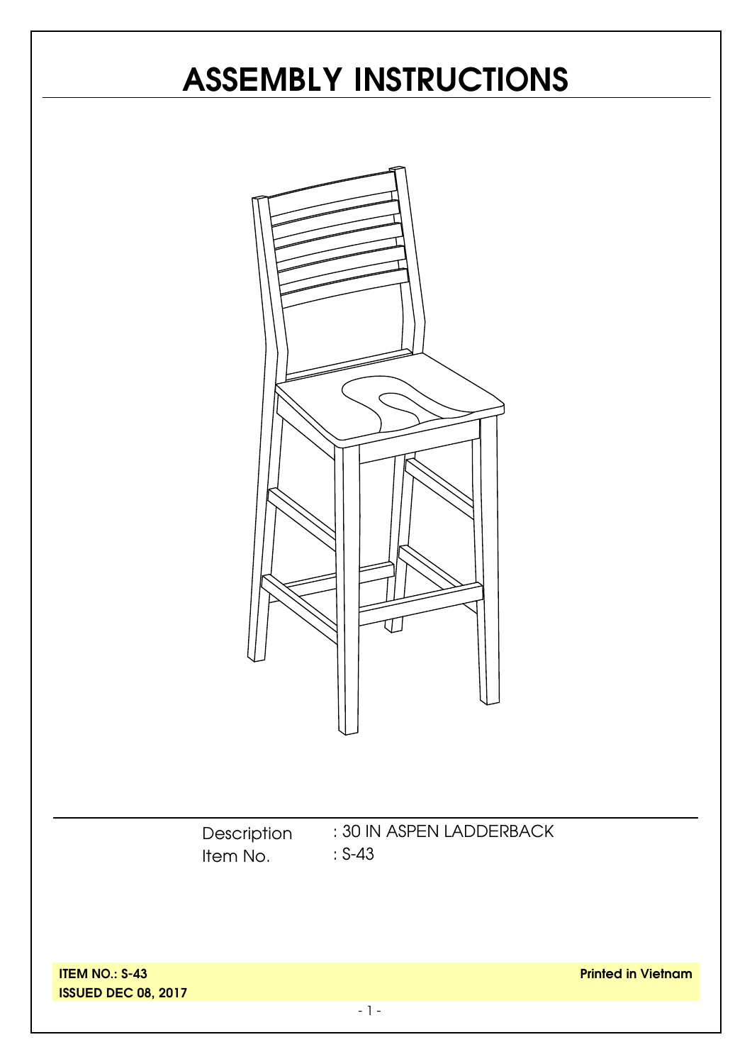# ASSEMBLY INSTRUCTIONS

| | |
|---|---|
| Description | : 30 IN ASPEN LADDERBACK |
| Item No. | : S-43 |

**ITEM NO.: S-43**
**ISSUED DEC 08, 2017**

**Printed in Vietnam**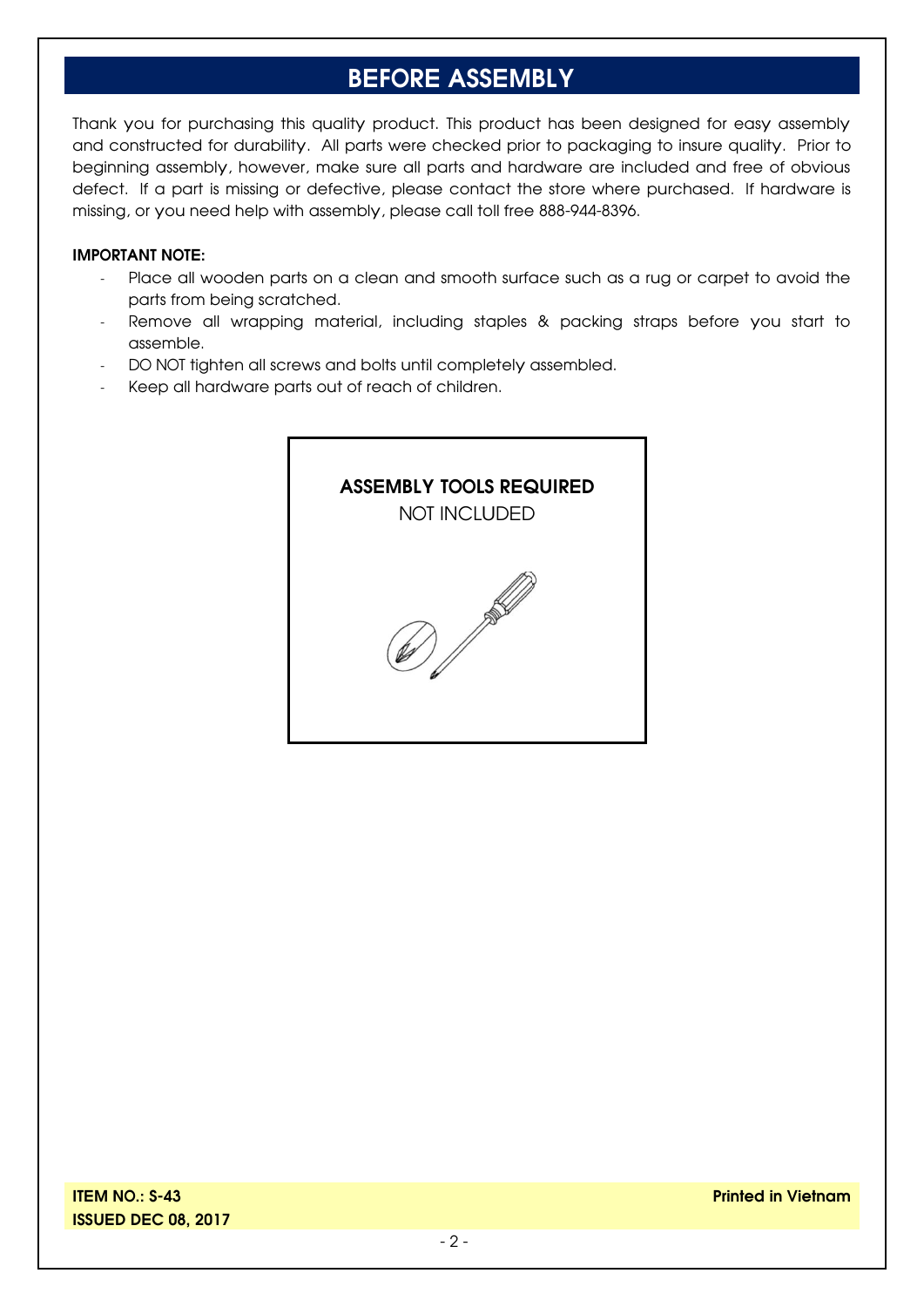# BEFORE ASSEMBLY

Thank you for purchasing this quality product. This product has been designed for easy assembly and constructed for durability. All parts were checked prior to packaging to insure quality. Prior to beginning assembly, however, make sure all parts and hardware are included and free of obvious defect. If a part is missing or defective, please contact the store where purchased. If hardware is missing, or you need help with assembly, please call toll free 888-944-8396.

**IMPORTANT NOTE:**

- Place all wooden parts on a clean and smooth surface such as a rug or carpet to avoid the parts from being scratched.
- Remove all wrapping material, including staples & packing straps before you start to assemble.
- DO NOT tighten all screws and bolts until completely assembled.
- Keep all hardware parts out of reach of children.

**ASSEMBLY TOOLS REQUIRED**

NOT INCLUDED

**ITEM NO.: S-43**

**ISSUED DEC 08, 2017**

**Printed in Vietnam**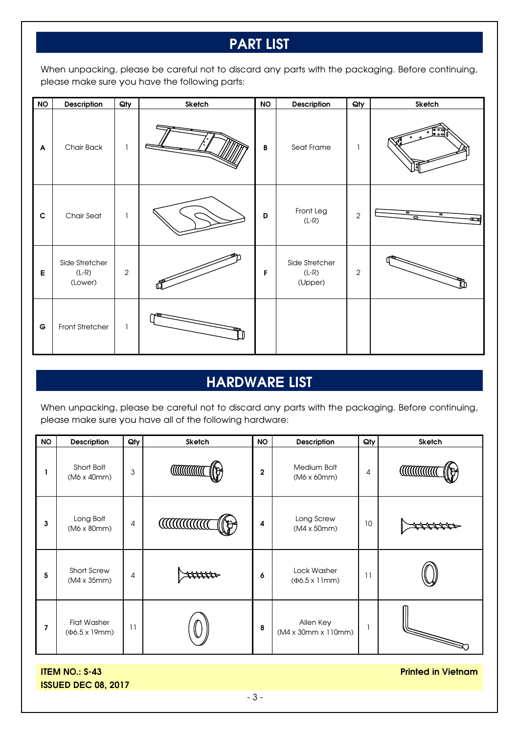## PART LIST

When unpacking, please be careful not to discard any parts with the packaging. Before continuing, please make sure you have the following parts:

| NO | Description | Qty | Sketch | NO | Description | Qty | Sketch |
|---|---|---|---|---|---|---|---|
| A | Chair Back | 1 | | B | Seat Frame | 1 | |
| C | Chair Seat | 1 | | D | Front Leg (L-R) | 2 | |
| E | Side Stretcher (L-R) (Lower) | 2 | | F | Side Stretcher (L-R) (Upper) | 2 | |
| G | Front Stretcher | 1 | | | | | |

## HARDWARE LIST

When unpacking, please be careful not to discard any parts with the packaging. Before continuing, please make sure you have all of the following hardware:

| NO | Description | Qty | Sketch | NO | Description | Qty | Sketch |
|---|---|---|---|---|---|---|---|
| 1 | Short Bolt (M6 x 40mm) | 3 | | 2 | Medium Bolt (M6 x 60mm) | 4 | |
| 3 | Long Bolt (M6 x 80mm) | 4 | | 4 | Long Screw (M4 x 50mm) | 10 | |
| 5 | Short Screw (M4 x 35mm) | 4 | | 6 | Lock Washer (Φ6.5 x 11mm) | 11 | |
| 7 | Flat Washer (Φ6.5 x 19mm) | 11 | | 8 | Allen Key (M4 x 30mm x 110mm) | 1 | |

**ITEM NO.: S-43**
**ISSUED DEC 08, 2017**

**Printed in Vietnam**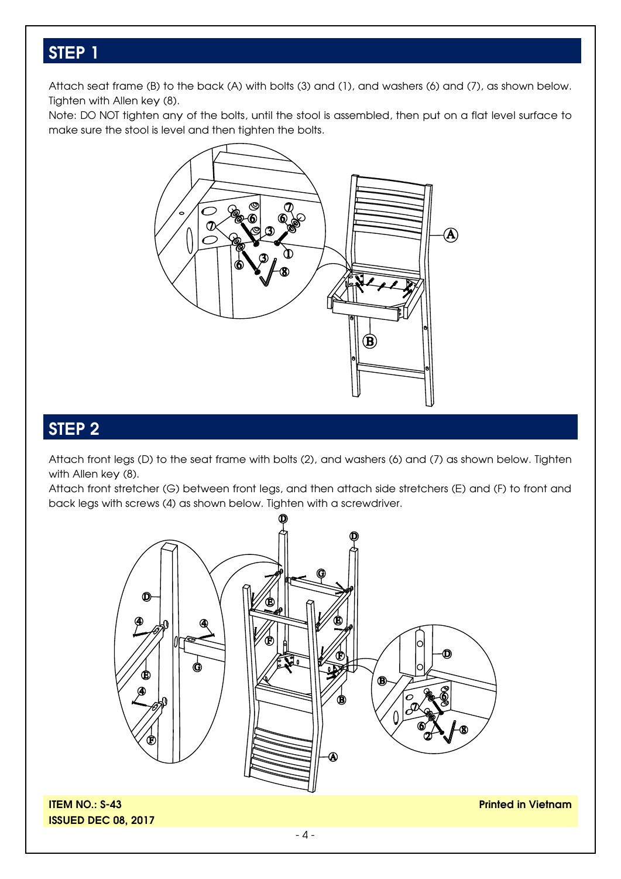## STEP 1

Attach seat frame (B) to the back (A) with bolts (3) and (1), and washers (6) and (7), as shown below. Tighten with Allen key (8).
Note: DO NOT tighten any of the bolts, until the stool is assembled, then put on a flat level surface to make sure the stool is level and then tighten the bolts.

## STEP 2

Attach front legs (D) to the seat frame with bolts (2), and washers (6) and (7) as shown below. Tighten with Allen key (8).
Attach front stretcher (G) between front legs, and then attach side stretchers (E) and (F) to front and back legs with screws (4) as shown below. Tighten with a screwdriver.

**ITEM NO.: S-43**
**ISSUED DEC 08, 2017**

**Printed in Vietnam**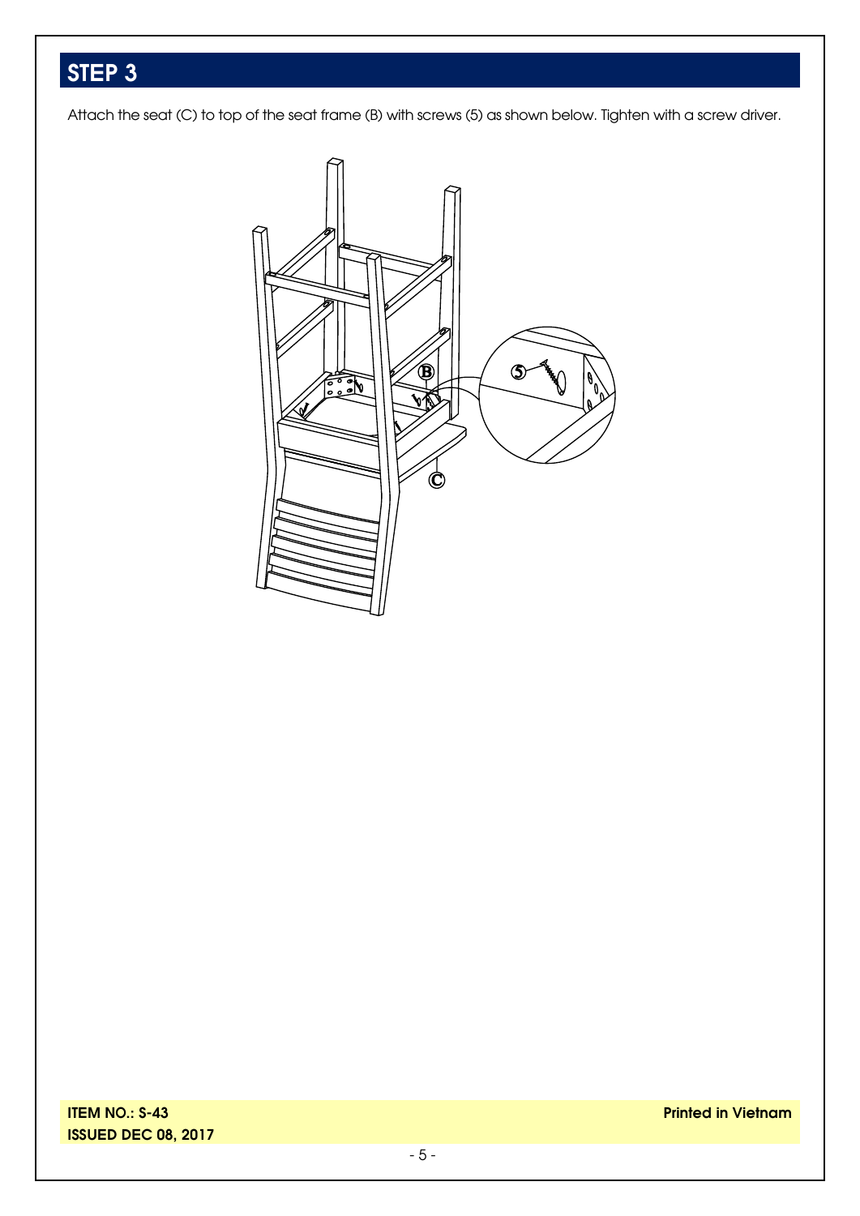## STEP 3

Attach the seat (C) to top of the seat frame (B) with screws (5) as shown below. Tighten with a screw driver.

B

5

C

ITEM NO.: S-43
ISSUED DEC 08, 2017

Printed in Vietnam